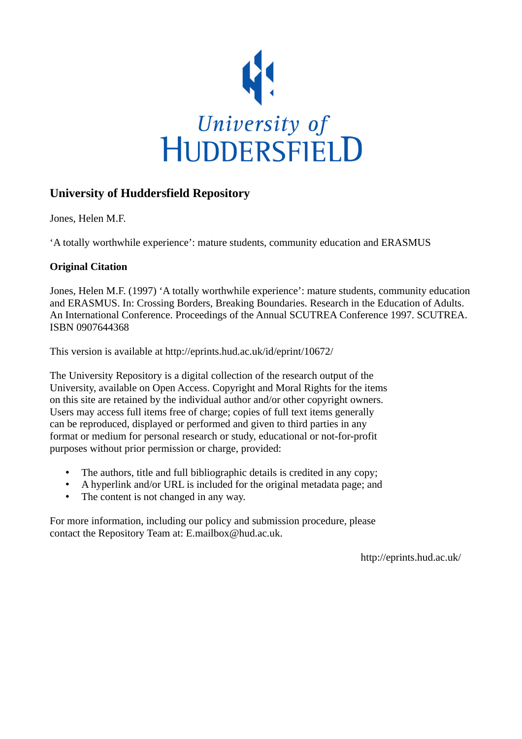University of
HUDDERSFIELD

## University of Huddersfield Repository

Jones, Helen M.F.

'A totally worthwhile experience': mature students, community education and ERASMUS

### Original Citation

Jones, Helen M.F. (1997) 'A totally worthwhile experience': mature students, community education and ERASMUS. In: Crossing Borders, Breaking Boundaries. Research in the Education of Adults. An International Conference. Proceedings of the Annual SCUTREA Conference 1997. SCUTREA. ISBN 0907644368

This version is available at http://eprints.hud.ac.uk/id/eprint/10672/

The University Repository is a digital collection of the research output of the University, available on Open Access. Copyright and Moral Rights for the items on this site are retained by the individual author and/or other copyright owners. Users may access full items free of charge; copies of full text items generally can be reproduced, displayed or performed and given to third parties in any format or medium for personal research or study, educational or not-for-profit purposes without prior permission or charge, provided:

- The authors, title and full bibliographic details is credited in any copy;
- A hyperlink and/or URL is included for the original metadata page; and
- The content is not changed in any way.

For more information, including our policy and submission procedure, please contact the Repository Team at: E.mailbox@hud.ac.uk.

http://eprints.hud.ac.uk/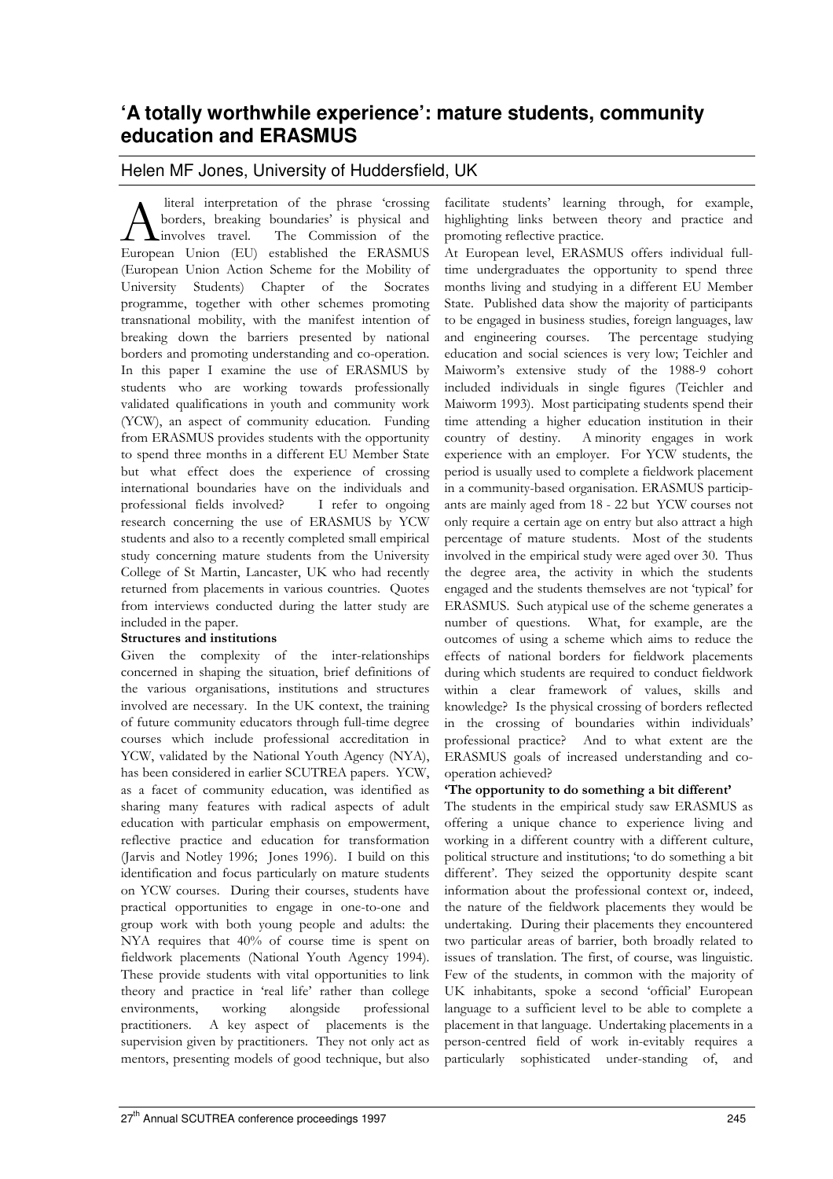# 'A totally worthwhile experience': mature students, community education and ERASMUS

Helen MF Jones, University of Huddersfield, UK

A literal interpretation of the phrase 'crossing borders, breaking boundaries' is physical and involves travel. The Commission of the European Union (EU) established the ERASMUS (European Union Action Scheme for the Mobility of University Students) Chapter of the Socrates programme, together with other schemes promoting transnational mobility, with the manifest intention of breaking down the barriers presented by national borders and promoting understanding and co-operation. In this paper I examine the use of ERASMUS by students who are working towards professionally validated qualifications in youth and community work (YCW), an aspect of community education. Funding from ERASMUS provides students with the opportunity to spend three months in a different EU Member State but what effect does the experience of crossing international boundaries have on the individuals and professional fields involved? I refer to ongoing research concerning the use of ERASMUS by YCW students and also to a recently completed small empirical study concerning mature students from the University College of St Martin, Lancaster, UK who had recently returned from placements in various countries. Quotes from interviews conducted during the latter study are included in the paper.

**Structures and institutions**

Given the complexity of the inter-relationships concerned in shaping the situation, brief definitions of the various organisations, institutions and structures involved are necessary. In the UK context, the training of future community educators through full-time degree courses which include professional accreditation in YCW, validated by the National Youth Agency (NYA), has been considered in earlier SCUTREA papers. YCW, as a facet of community education, was identified as sharing many features with radical aspects of adult education with particular emphasis on empowerment, reflective practice and education for transformation (Jarvis and Notley 1996; Jones 1996). I build on this identification and focus particularly on mature students on YCW courses. During their courses, students have practical opportunities to engage in one-to-one and group work with both young people and adults: the NYA requires that 40% of course time is spent on fieldwork placements (National Youth Agency 1994). These provide students with vital opportunities to link theory and practice in 'real life' rather than college environments, working alongside professional practitioners. A key aspect of placements is the supervision given by practitioners. They not only act as mentors, presenting models of good technique, but also facilitate students' learning through, for example, highlighting links between theory and practice and promoting reflective practice.

At European level, ERASMUS offers individual full-time undergraduates the opportunity to spend three months living and studying in a different EU Member State. Published data show the majority of participants to be engaged in business studies, foreign languages, law and engineering courses. The percentage studying education and social sciences is very low; Teichler and Maiworm's extensive study of the 1988-9 cohort included individuals in single figures (Teichler and Maiworm 1993). Most participating students spend their time attending a higher education institution in their country of destiny. A minority engages in work experience with an employer. For YCW students, the period is usually used to complete a fieldwork placement in a community-based organisation. ERASMUS participants are mainly aged from 18 - 22 but YCW courses not only require a certain age on entry but also attract a high percentage of mature students. Most of the students involved in the empirical study were aged over 30. Thus the degree area, the activity in which the students engaged and the students themselves are not 'typical' for ERASMUS. Such atypical use of the scheme generates a number of questions. What, for example, are the outcomes of using a scheme which aims to reduce the effects of national borders for fieldwork placements during which students are required to conduct fieldwork within a clear framework of values, skills and knowledge? Is the physical crossing of borders reflected in the crossing of boundaries within individuals' professional practice? And to what extent are the ERASMUS goals of increased understanding and co-operation achieved?

**'The opportunity to do something a bit different'**

The students in the empirical study saw ERASMUS as offering a unique chance to experience living and working in a different country with a different culture, political structure and institutions; 'to do something a bit different'. They seized the opportunity despite scant information about the professional context or, indeed, the nature of the fieldwork placements they would be undertaking. During their placements they encountered two particular areas of barrier, both broadly related to issues of translation. The first, of course, was linguistic. Few of the students, in common with the majority of UK inhabitants, spoke a second 'official' European language to a sufficient level to be able to complete a placement in that language. Undertaking placements in a person-centred field of work in-evitably requires a particularly sophisticated under-standing of, and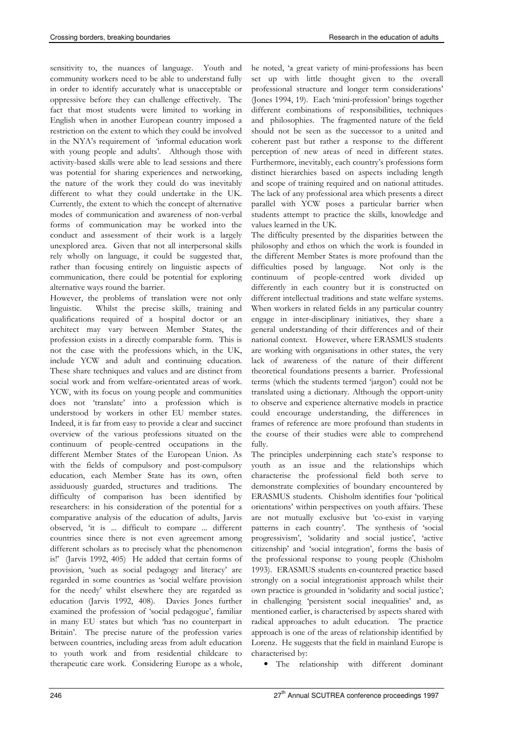sensitivity to, the nuances of language. Youth and community workers need to be able to understand fully in order to identify accurately what is unacceptable or oppressive before they can challenge effectively. The fact that most students were limited to working in English when in another European country imposed a restriction on the extent to which they could be involved in the NYA's requirement of 'informal education work with young people and adults'. Although those with activity-based skills were able to lead sessions and there was potential for sharing experiences and networking, the nature of the work they could do was inevitably different to what they could undertake in the UK. Currently, the extent to which the concept of alternative modes of communication and awareness of non-verbal forms of communication may be worked into the conduct and assessment of their work is a largely unexplored area. Given that not all interpersonal skills rely wholly on language, it could be suggested that, rather than focusing entirely on linguistic aspects of communication, there could be potential for exploring alternative ways round the barrier.

However, the problems of translation were not only linguistic. Whilst the precise skills, training and qualifications required of a hospital doctor or an architect may vary between Member States, the profession exists in a directly comparable form. This is not the case with the professions which, in the UK, include YCW and adult and continuing education. These share techniques and values and are distinct from social work and from welfare-orientated areas of work. YCW, with its focus on young people and communities does not 'translate' into a profession which is understood by workers in other EU member states. Indeed, it is far from easy to provide a clear and succinct overview of the various professions situated on the continuum of people-centred occupations in the different Member States of the European Union. As with the fields of compulsory and post-compulsory education, each Member State has its own, often assiduously guarded, structures and traditions. The difficulty of comparison has been identified by researchers: in his consideration of the potential for a comparative analysis of the education of adults, Jarvis observed, 'it is ... difficult to compare ... different countries since there is not even agreement among different scholars as to precisely what the phenomenon is!' (Jarvis 1992, 405) He added that certain forms of provision, 'such as social pedagogy and literacy' are regarded in some countries as 'social welfare provision for the needy' whilst elsewhere they are regarded as education (Jarvis 1992, 408). Davies Jones further examined the profession of 'social pedagogue', familiar in many EU states but which 'has no counterpart in Britain'. The precise nature of the profession varies between countries, including areas from adult education to youth work and from residential childcare to therapeutic care work. Considering Europe as a whole, he noted, 'a great variety of mini-professions has been set up with little thought given to the overall professional structure and longer term considerations' (Jones 1994, 19). Each 'mini-profession' brings together different combinations of responsibilities, techniques and philosophies. The fragmented nature of the field should not be seen as the successor to a united and coherent past but rather a response to the different perception of new areas of need in different states. Furthermore, inevitably, each country's professions form distinct hierarchies based on aspects including length and scope of training required and on national attitudes. The lack of any professional area which presents a direct parallel with YCW poses a particular barrier when students attempt to practice the skills, knowledge and values learned in the UK.

The difficulty presented by the disparities between the philosophy and ethos on which the work is founded in the different Member States is more profound than the difficulties posed by language. Not only is the continuum of people-centred work divided up differently in each country but it is constructed on different intellectual traditions and state welfare systems. When workers in related fields in any particular country engage in inter-disciplinary initiatives, they share a general understanding of their differences and of their national context. However, where ERASMUS students are working with organisations in other states, the very lack of awareness of the nature of their different theoretical foundations presents a barrier. Professional terms (which the students termed 'jargon') could not be translated using a dictionary. Although the opport-unity to observe and experience alternative models in practice could encourage understanding, the differences in frames of reference are more profound than students in the course of their studies were able to comprehend fully.

The principles underpinning each state's response to youth as an issue and the relationships which characterise the professional field both serve to demonstrate complexities of boundary encountered by ERASMUS students. Chisholm identifies four 'political orientations' within perspectives on youth affairs. These are not mutually exclusive but 'co-exist in varying patterns in each country'. The synthesis of 'social progressivism', 'solidarity and social justice', 'active citizenship' and 'social integration', forms the basis of the professional response to young people (Chisholm 1993). ERASMUS students en-countered practice based strongly on a social integrationist approach whilst their own practice is grounded in 'solidarity and social justice'; in challenging 'persistent social inequalities' and, as mentioned earlier, is characterised by aspects shared with radical approaches to adult education. The practice approach is one of the areas of relationship identified by Lorenz. He suggests that the field in mainland Europe is characterised by:

- The relationship with different dominant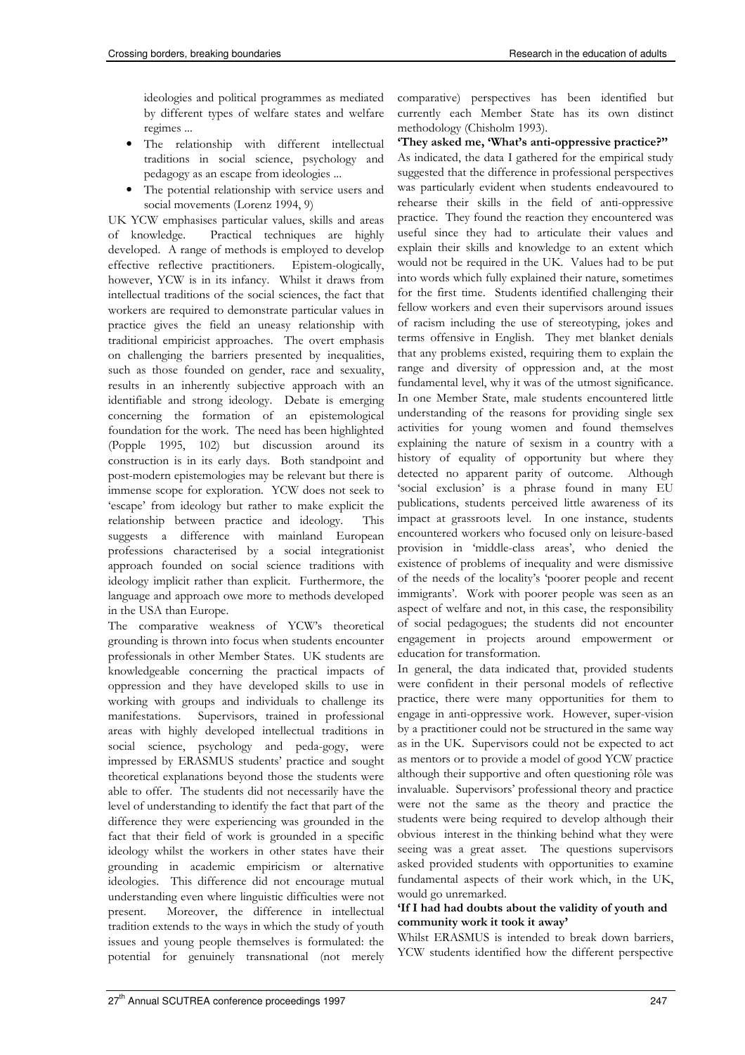ideologies and political programmes as mediated by different types of welfare states and welfare regimes ...

- The relationship with different intellectual traditions in social science, psychology and pedagogy as an escape from ideologies ...
- The potential relationship with service users and social movements (Lorenz 1994, 9)

UK YCW emphasises particular values, skills and areas of knowledge. Practical techniques are highly developed. A range of methods is employed to develop effective reflective practitioners. Epistem-ologically, however, YCW is in its infancy. Whilst it draws from intellectual traditions of the social sciences, the fact that workers are required to demonstrate particular values in practice gives the field an uneasy relationship with traditional empiricist approaches. The overt emphasis on challenging the barriers presented by inequalities, such as those founded on gender, race and sexuality, results in an inherently subjective approach with an identifiable and strong ideology. Debate is emerging concerning the formation of an epistemological foundation for the work. The need has been highlighted (Popple 1995, 102) but discussion around its construction is in its early days. Both standpoint and post-modern epistemologies may be relevant but there is immense scope for exploration. YCW does not seek to 'escape' from ideology but rather to make explicit the relationship between practice and ideology. This suggests a difference with mainland European professions characterised by a social integrationist approach founded on social science traditions with ideology implicit rather than explicit. Furthermore, the language and approach owe more to methods developed in the USA than Europe.

The comparative weakness of YCW's theoretical grounding is thrown into focus when students encounter professionals in other Member States. UK students are knowledgeable concerning the practical impacts of oppression and they have developed skills to use in working with groups and individuals to challenge its manifestations. Supervisors, trained in professional areas with highly developed intellectual traditions in social science, psychology and peda-gogy, were impressed by ERASMUS students' practice and sought theoretical explanations beyond those the students were able to offer. The students did not necessarily have the level of understanding to identify the fact that part of the difference they were experiencing was grounded in the fact that their field of work is grounded in a specific ideology whilst the workers in other states have their grounding in academic empiricism or alternative ideologies. This difference did not encourage mutual understanding even where linguistic difficulties were not present. Moreover, the difference in intellectual tradition extends to the ways in which the study of youth issues and young people themselves is formulated: the potential for genuinely transnational (not merely comparative) perspectives has been identified but currently each Member State has its own distinct methodology (Chisholm 1993).

**'They asked me, 'What's anti-oppressive practice?''**

As indicated, the data I gathered for the empirical study suggested that the difference in professional perspectives was particularly evident when students endeavoured to rehearse their skills in the field of anti-oppressive practice. They found the reaction they encountered was useful since they had to articulate their values and explain their skills and knowledge to an extent which would not be required in the UK. Values had to be put into words which fully explained their nature, sometimes for the first time. Students identified challenging their fellow workers and even their supervisors around issues of racism including the use of stereotyping, jokes and terms offensive in English. They met blanket denials that any problems existed, requiring them to explain the range and diversity of oppression and, at the most fundamental level, why it was of the utmost significance. In one Member State, male students encountered little understanding of the reasons for providing single sex activities for young women and found themselves explaining the nature of sexism in a country with a history of equality of opportunity but where they detected no apparent parity of outcome. Although 'social exclusion' is a phrase found in many EU publications, students perceived little awareness of its impact at grassroots level. In one instance, students encountered workers who focused only on leisure-based provision in 'middle-class areas', who denied the existence of problems of inequality and were dismissive of the needs of the locality's 'poorer people and recent immigrants'. Work with poorer people was seen as an aspect of welfare and not, in this case, the responsibility of social pedagogues; the students did not encounter engagement in projects around empowerment or education for transformation.

In general, the data indicated that, provided students were confident in their personal models of reflective practice, there were many opportunities for them to engage in anti-oppressive work. However, super-vision by a practitioner could not be structured in the same way as in the UK. Supervisors could not be expected to act as mentors or to provide a model of good YCW practice although their supportive and often questioning rôle was invaluable. Supervisors' professional theory and practice were not the same as the theory and practice the students were being required to develop although their obvious interest in the thinking behind what they were seeing was a great asset. The questions supervisors asked provided students with opportunities to examine fundamental aspects of their work which, in the UK, would go unremarked.

**'If I had had doubts about the validity of youth and community work it took it away'**

Whilst ERASMUS is intended to break down barriers, YCW students identified how the different perspective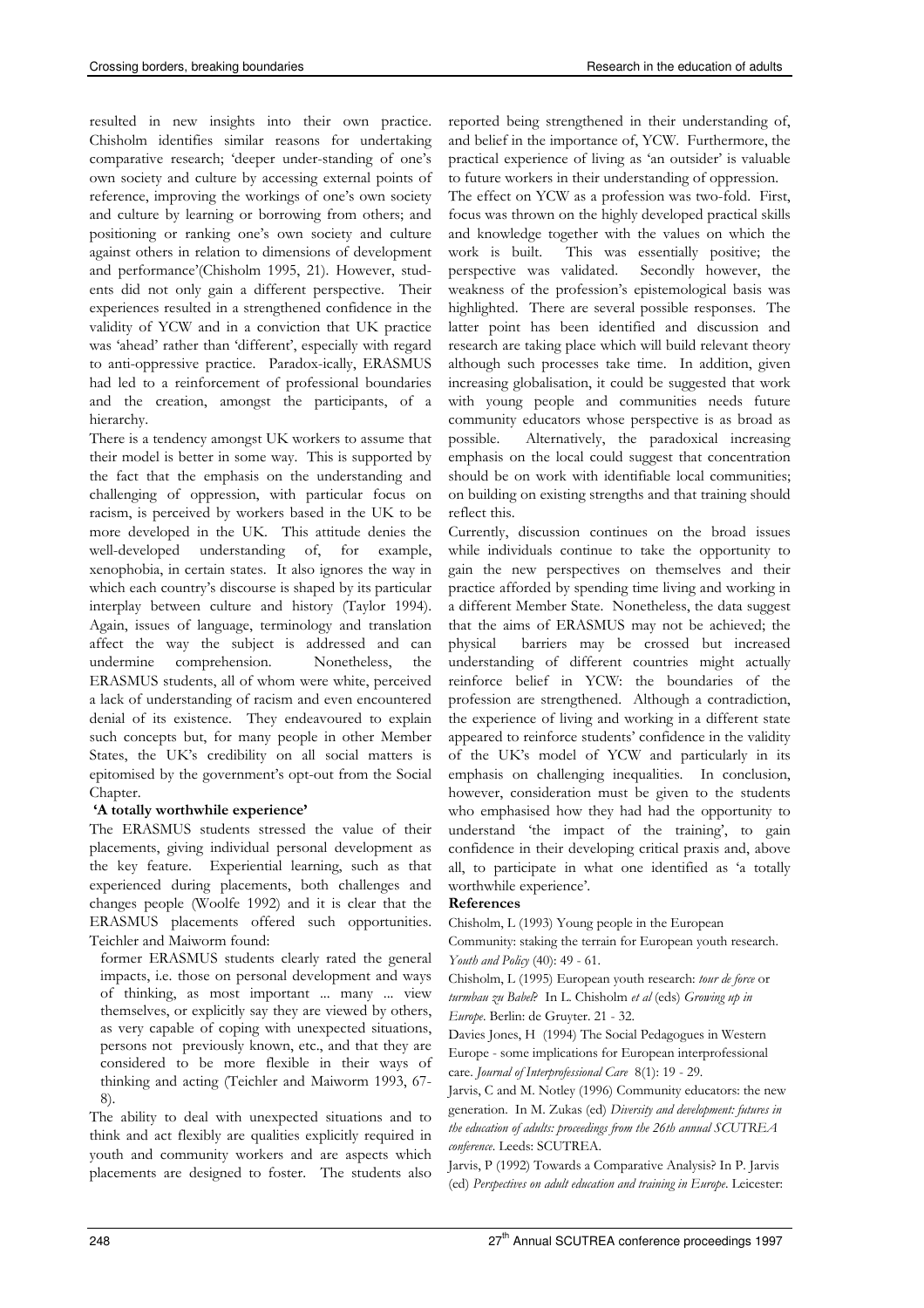resulted in new insights into their own practice. Chisholm identifies similar reasons for undertaking comparative research; 'deeper under-standing of one's own society and culture by accessing external points of reference, improving the workings of one's own society and culture by learning or borrowing from others; and positioning or ranking one's own society and culture against others in relation to dimensions of development and performance'(Chisholm 1995, 21). However, stud-ents did not only gain a different perspective. Their experiences resulted in a strengthened confidence in the validity of YCW and in a conviction that UK practice was 'ahead' rather than 'different', especially with regard to anti-oppressive practice. Paradox-ically, ERASMUS had led to a reinforcement of professional boundaries and the creation, amongst the participants, of a hierarchy.

There is a tendency amongst UK workers to assume that their model is better in some way. This is supported by the fact that the emphasis on the understanding and challenging of oppression, with particular focus on racism, is perceived by workers based in the UK to be more developed in the UK. This attitude denies the well-developed understanding of, for example, xenophobia, in certain states. It also ignores the way in which each country's discourse is shaped by its particular interplay between culture and history (Taylor 1994). Again, issues of language, terminology and translation affect the way the subject is addressed and can undermine comprehension. Nonetheless, the ERASMUS students, all of whom were white, perceived a lack of understanding of racism and even encountered denial of its existence. They endeavoured to explain such concepts but, for many people in other Member States, the UK's credibility on all social matters is epitomised by the government's opt-out from the Social Chapter.

**'A totally worthwhile experience'**

The ERASMUS students stressed the value of their placements, giving individual personal development as the key feature. Experiential learning, such as that experienced during placements, both challenges and changes people (Woolfe 1992) and it is clear that the ERASMUS placements offered such opportunities. Teichler and Maiworm found:

> former ERASMUS students clearly rated the general impacts, i.e. those on personal development and ways of thinking, as most important ... many ... view themselves, or explicitly say they are viewed by others, as very capable of coping with unexpected situations, persons not previously known, etc., and that they are considered to be more flexible in their ways of thinking and acting (Teichler and Maiworm 1993, 67-8).

The ability to deal with unexpected situations and to think and act flexibly are qualities explicitly required in youth and community workers and are aspects which placements are designed to foster. The students also reported being strengthened in their understanding of, and belief in the importance of, YCW. Furthermore, the practical experience of living as 'an outsider' is valuable to future workers in their understanding of oppression.

The effect on YCW as a profession was two-fold. First, focus was thrown on the highly developed practical skills and knowledge together with the values on which the work is built. This was essentially positive; the perspective was validated. Secondly however, the weakness of the profession's epistemological basis was highlighted. There are several possible responses. The latter point has been identified and discussion and research are taking place which will build relevant theory although such processes take time. In addition, given increasing globalisation, it could be suggested that work with young people and communities needs future community educators whose perspective is as broad as possible. Alternatively, the paradoxical increasing emphasis on the local could suggest that concentration should be on work with identifiable local communities; on building on existing strengths and that training should reflect this.

Currently, discussion continues on the broad issues while individuals continue to take the opportunity to gain the new perspectives on themselves and their practice afforded by spending time living and working in a different Member State. Nonetheless, the data suggest that the aims of ERASMUS may not be achieved; the physical barriers may be crossed but increased understanding of different countries might actually reinforce belief in YCW: the boundaries of the profession are strengthened. Although a contradiction, the experience of living and working in a different state appeared to reinforce students' confidence in the validity of the UK's model of YCW and particularly in its emphasis on challenging inequalities. In conclusion, however, consideration must be given to the students who emphasised how they had had the opportunity to understand 'the impact of the training', to gain confidence in their developing critical praxis and, above all, to participate in what one identified as 'a totally worthwhile experience'.

**References**

Chisholm, L (1993) Young people in the European Community: staking the terrain for European youth research. *Youth and Policy* (40): 49 - 61.

Chisholm, L (1995) European youth research: *tour de force* or *turmbau zu Babel*? In L. Chisholm *et al* (eds) *Growing up in Europe*. Berlin: de Gruyter. 21 - 32.

Davies Jones, H (1994) The Social Pedagogues in Western Europe - some implications for European interprofessional care. *Journal of Interprofessional Care* 8(1): 19 - 29.

Jarvis, C and M. Notley (1996) Community educators: the new generation. In M. Zukas (ed) *Diversity and development: futures in the education of adults: proceedings from the 26th annual SCUTREA conference*. Leeds: SCUTREA.

Jarvis, P (1992) Towards a Comparative Analysis? In P. Jarvis (ed) *Perspectives on adult education and training in Europe*. Leicester: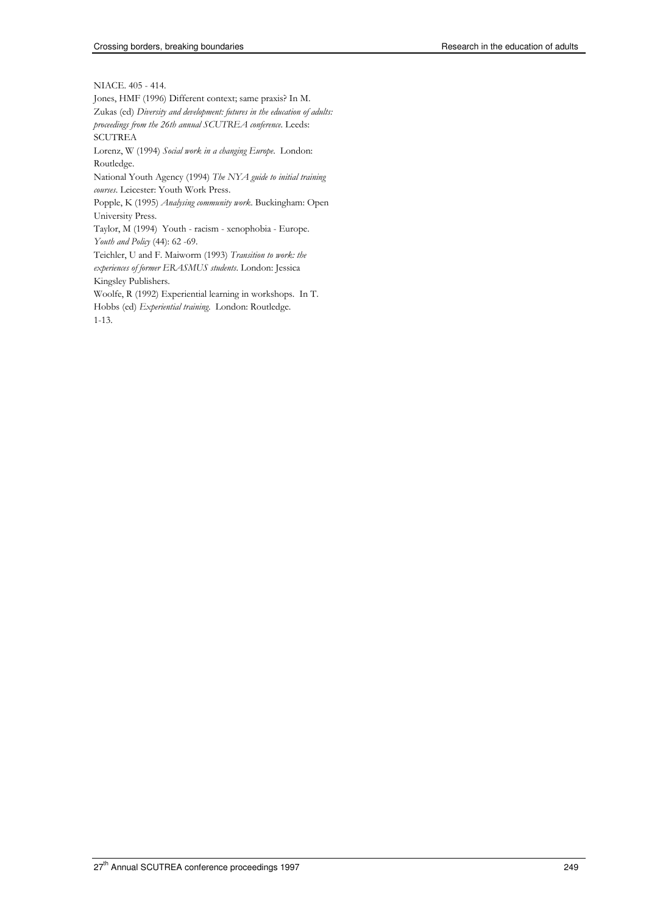NIACE. 405 - 414.

Jones, HMF (1996) Different context; same praxis? In M. Zukas (ed) *Diversity and development: futures in the education of adults: proceedings from the 26th annual SCUTREA conference*. Leeds: SCUTREA

Lorenz, W (1994) *Social work in a changing Europe*. London: Routledge.

National Youth Agency (1994) *The NYA guide to initial training courses*. Leicester: Youth Work Press.

Popple, K (1995) *Analysing community work*. Buckingham: Open University Press.

Taylor, M (1994) Youth - racism - xenophobia - Europe. *Youth and Policy* (44): 62 -69.

Teichler, U and F. Maiworm (1993) *Transition to work: the experiences of former ERASMUS students*. London: Jessica Kingsley Publishers.

Woolfe, R (1992) Experiential learning in workshops. In T. Hobbs (ed) *Experiential training*. London: Routledge. 1-13.